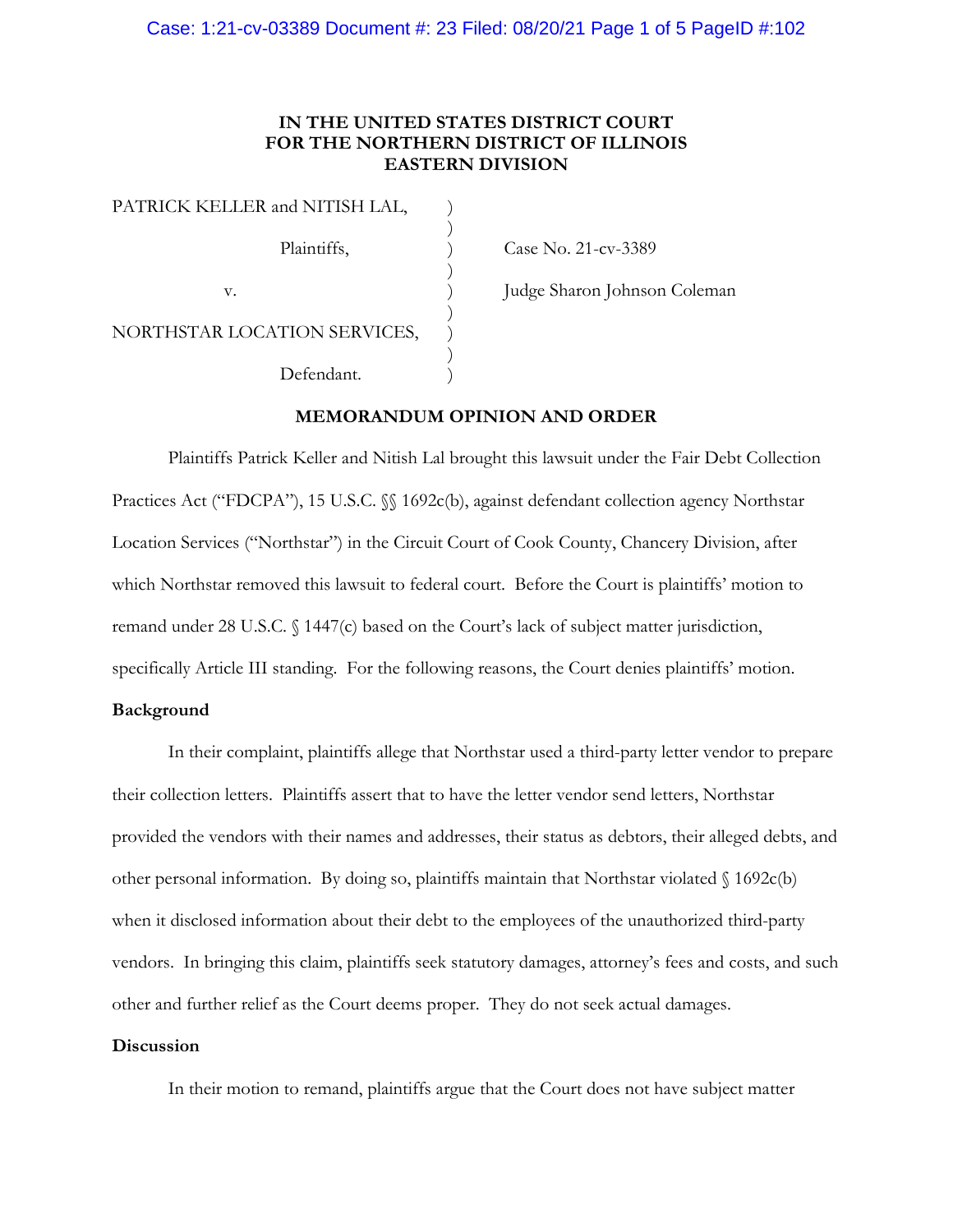**IN THE UNITED STATES DISTRICT COURT**
**FOR THE NORTHERN DISTRICT OF ILLINOIS**
**EASTERN DIVISION**

PATRICK KELLER and NITISH LAL,

Plaintiffs,

v.

NORTHSTAR LOCATION SERVICES,

Defendant.

Case No. 21-cv-3389

Judge Sharon Johnson Coleman

**MEMORANDUM OPINION AND ORDER**

Plaintiffs Patrick Keller and Nitish Lal brought this lawsuit under the Fair Debt Collection Practices Act ("FDCPA"), 15 U.S.C. §§ 1692c(b), against defendant collection agency Northstar Location Services ("Northstar") in the Circuit Court of Cook County, Chancery Division, after which Northstar removed this lawsuit to federal court. Before the Court is plaintiffs' motion to remand under 28 U.S.C. § 1447(c) based on the Court's lack of subject matter jurisdiction, specifically Article III standing. For the following reasons, the Court denies plaintiffs' motion.

**Background**

In their complaint, plaintiffs allege that Northstar used a third-party letter vendor to prepare their collection letters. Plaintiffs assert that to have the letter vendor send letters, Northstar provided the vendors with their names and addresses, their status as debtors, their alleged debts, and other personal information. By doing so, plaintiffs maintain that Northstar violated § 1692c(b) when it disclosed information about their debt to the employees of the unauthorized third-party vendors. In bringing this claim, plaintiffs seek statutory damages, attorney's fees and costs, and such other and further relief as the Court deems proper. They do not seek actual damages.

**Discussion**

In their motion to remand, plaintiffs argue that the Court does not have subject matter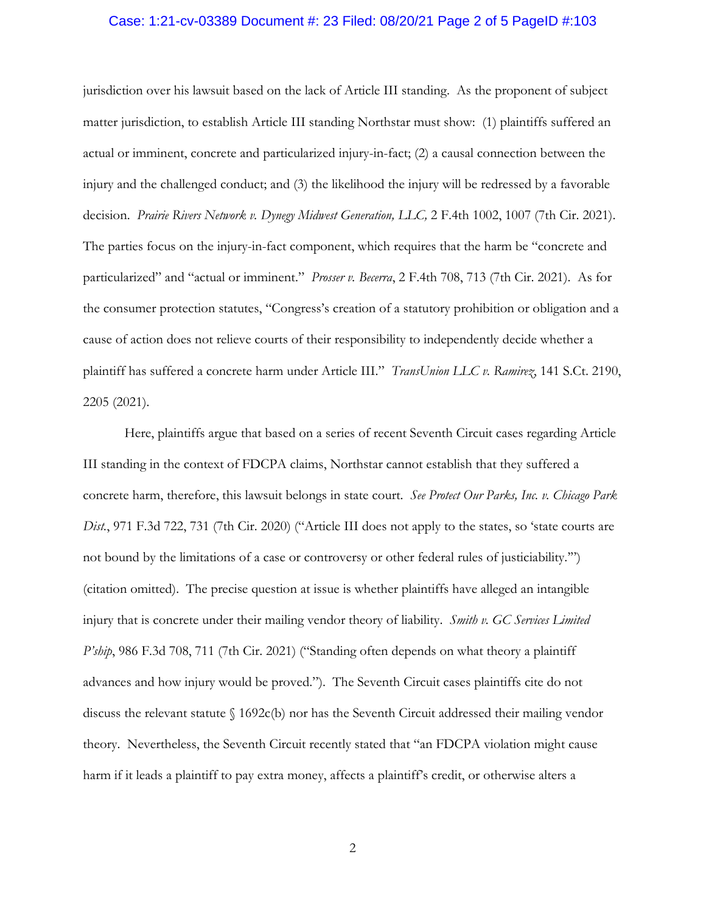jurisdiction over his lawsuit based on the lack of Article III standing. As the proponent of subject matter jurisdiction, to establish Article III standing Northstar must show: (1) plaintiffs suffered an actual or imminent, concrete and particularized injury-in-fact; (2) a causal connection between the injury and the challenged conduct; and (3) the likelihood the injury will be redressed by a favorable decision. *Prairie Rivers Network v. Dynegy Midwest Generation, LLC,* 2 F.4th 1002, 1007 (7th Cir. 2021). The parties focus on the injury-in-fact component, which requires that the harm be "concrete and particularized" and "actual or imminent." *Prosser v. Becerra*, 2 F.4th 708, 713 (7th Cir. 2021). As for the consumer protection statutes, "Congress's creation of a statutory prohibition or obligation and a cause of action does not relieve courts of their responsibility to independently decide whether a plaintiff has suffered a concrete harm under Article III." *TransUnion LLC v. Ramirez*, 141 S.Ct. 2190, 2205 (2021).

Here, plaintiffs argue that based on a series of recent Seventh Circuit cases regarding Article III standing in the context of FDCPA claims, Northstar cannot establish that they suffered a concrete harm, therefore, this lawsuit belongs in state court. *See Protect Our Parks, Inc. v. Chicago Park Dist.*, 971 F.3d 722, 731 (7th Cir. 2020) ("Article III does not apply to the states, so 'state courts are not bound by the limitations of a case or controversy or other federal rules of justiciability.'") (citation omitted). The precise question at issue is whether plaintiffs have alleged an intangible injury that is concrete under their mailing vendor theory of liability. *Smith v. GC Services Limited P'ship*, 986 F.3d 708, 711 (7th Cir. 2021) ("Standing often depends on what theory a plaintiff advances and how injury would be proved."). The Seventh Circuit cases plaintiffs cite do not discuss the relevant statute § 1692c(b) nor has the Seventh Circuit addressed their mailing vendor theory. Nevertheless, the Seventh Circuit recently stated that "an FDCPA violation might cause harm if it leads a plaintiff to pay extra money, affects a plaintiff's credit, or otherwise alters a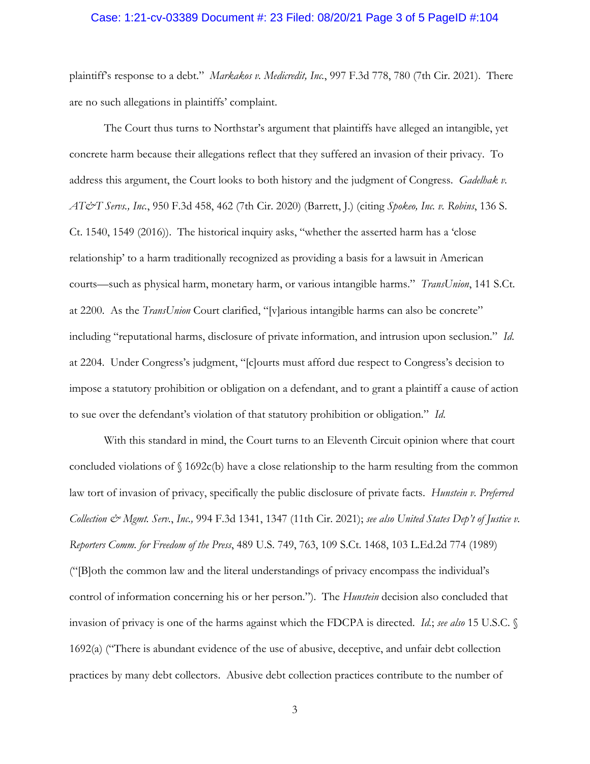plaintiff's response to a debt." *Markakos v. Medicredit, Inc.*, 997 F.3d 778, 780 (7th Cir. 2021). There are no such allegations in plaintiffs' complaint.

The Court thus turns to Northstar's argument that plaintiffs have alleged an intangible, yet concrete harm because their allegations reflect that they suffered an invasion of their privacy. To address this argument, the Court looks to both history and the judgment of Congress. *Gadelhak v. AT&T Servs., Inc.*, 950 F.3d 458, 462 (7th Cir. 2020) (Barrett, J.) (citing *Spokeo, Inc. v. Robins*, 136 S. Ct. 1540, 1549 (2016)). The historical inquiry asks, "whether the asserted harm has a 'close relationship' to a harm traditionally recognized as providing a basis for a lawsuit in American courts—such as physical harm, monetary harm, or various intangible harms." *TransUnion*, 141 S.Ct. at 2200. As the *TransUnion* Court clarified, "[v]arious intangible harms can also be concrete" including "reputational harms, disclosure of private information, and intrusion upon seclusion." *Id.* at 2204. Under Congress's judgment, "[c]ourts must afford due respect to Congress's decision to impose a statutory prohibition or obligation on a defendant, and to grant a plaintiff a cause of action to sue over the defendant's violation of that statutory prohibition or obligation." *Id.*

With this standard in mind, the Court turns to an Eleventh Circuit opinion where that court concluded violations of § 1692c(b) have a close relationship to the harm resulting from the common law tort of invasion of privacy, specifically the public disclosure of private facts. *Hunstein v. Preferred Collection & Mgmt. Serv., Inc.,* 994 F.3d 1341, 1347 (11th Cir. 2021); *see also United States Dep't of Justice v. Reporters Comm. for Freedom of the Press*, 489 U.S. 749, 763, 109 S.Ct. 1468, 103 L.Ed.2d 774 (1989) ("[B]oth the common law and the literal understandings of privacy encompass the individual's control of information concerning his or her person."). The *Hunstein* decision also concluded that invasion of privacy is one of the harms against which the FDCPA is directed. *Id.*; *see also* 15 U.S.C. § 1692(a) ("There is abundant evidence of the use of abusive, deceptive, and unfair debt collection practices by many debt collectors. Abusive debt collection practices contribute to the number of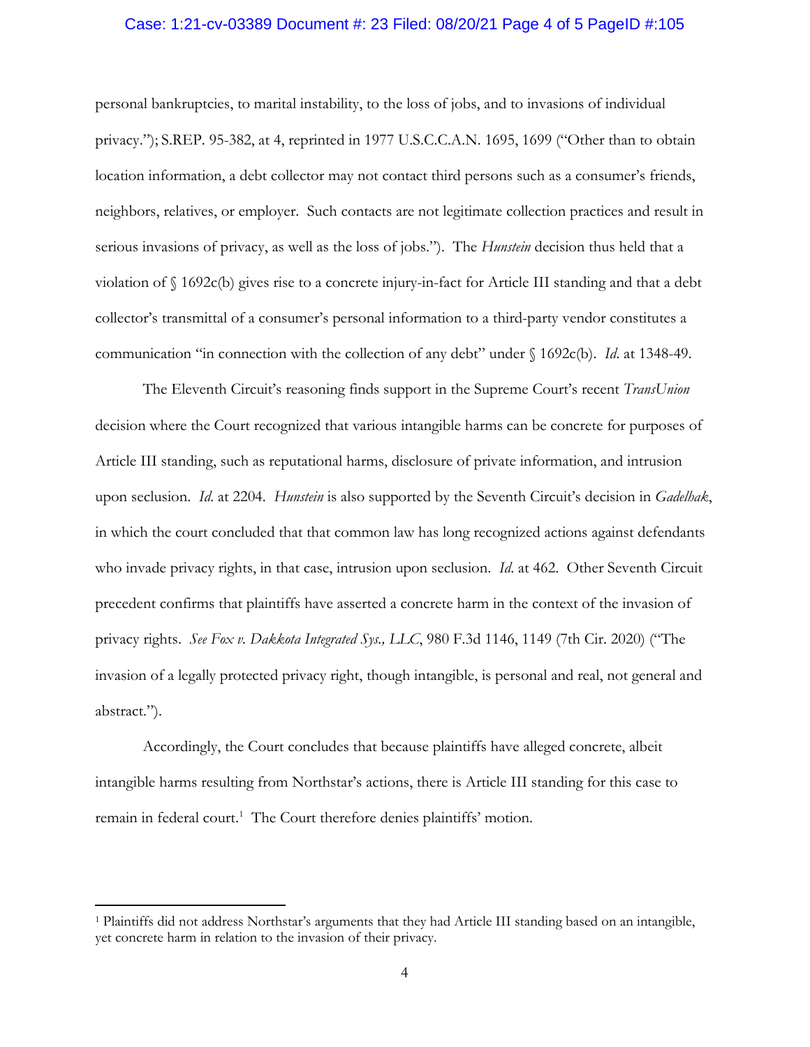personal bankruptcies, to marital instability, to the loss of jobs, and to invasions of individual privacy."); S.REP. 95-382, at 4, reprinted in 1977 U.S.C.C.A.N. 1695, 1699 ("Other than to obtain location information, a debt collector may not contact third persons such as a consumer's friends, neighbors, relatives, or employer. Such contacts are not legitimate collection practices and result in serious invasions of privacy, as well as the loss of jobs."). The *Hunstein* decision thus held that a violation of § 1692c(b) gives rise to a concrete injury-in-fact for Article III standing and that a debt collector's transmittal of a consumer's personal information to a third-party vendor constitutes a communication "in connection with the collection of any debt" under § 1692c(b). *Id*. at 1348-49.

The Eleventh Circuit's reasoning finds support in the Supreme Court's recent *TransUnion* decision where the Court recognized that various intangible harms can be concrete for purposes of Article III standing, such as reputational harms, disclosure of private information, and intrusion upon seclusion. *Id*. at 2204. *Hunstein* is also supported by the Seventh Circuit's decision in *Gadelhak*, in which the court concluded that that common law has long recognized actions against defendants who invade privacy rights, in that case, intrusion upon seclusion. *Id*. at 462. Other Seventh Circuit precedent confirms that plaintiffs have asserted a concrete harm in the context of the invasion of privacy rights. *See Fox v. Dakkota Integrated Sys., LLC*, 980 F.3d 1146, 1149 (7th Cir. 2020) ("The invasion of a legally protected privacy right, though intangible, is personal and real, not general and abstract.").

Accordingly, the Court concludes that because plaintiffs have alleged concrete, albeit intangible harms resulting from Northstar's actions, there is Article III standing for this case to remain in federal court.[1] The Court therefore denies plaintiffs' motion.

---

[1] Plaintiffs did not address Northstar's arguments that they had Article III standing based on an intangible, yet concrete harm in relation to the invasion of their privacy.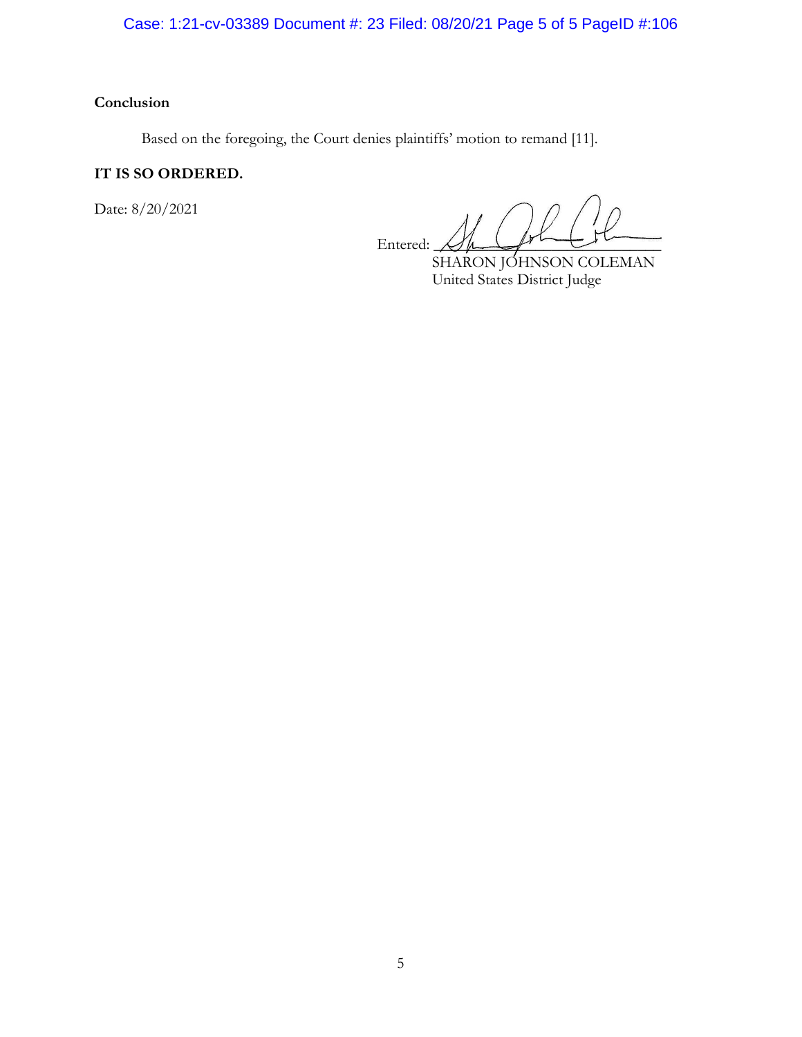**Conclusion**

Based on the foregoing, the Court denies plaintiffs' motion to remand [11].

**IT IS SO ORDERED.**

Date: 8/20/2021

Entered: ______________________________
SHARON JOHNSON COLEMAN
United States District Judge